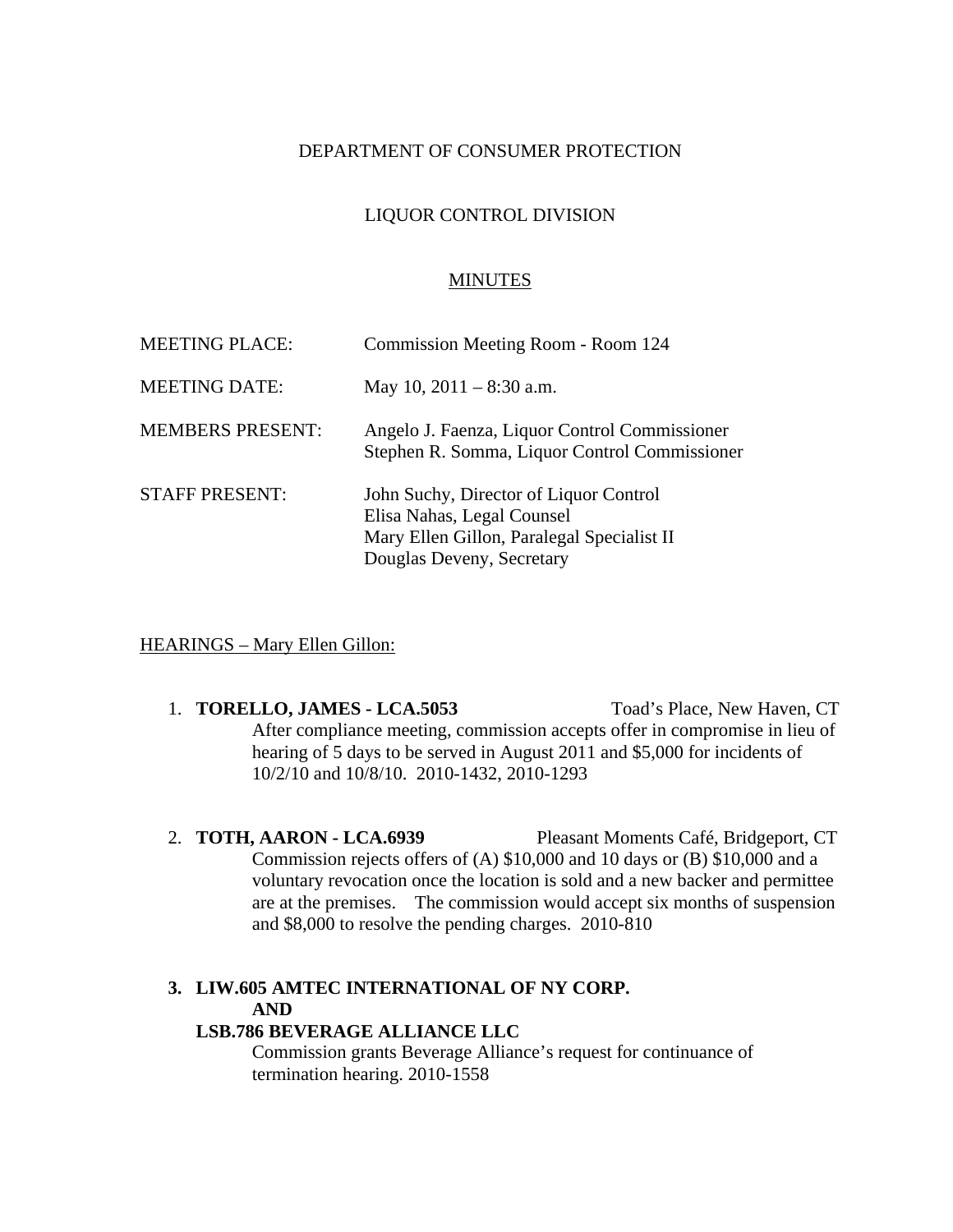DEPARTMENT OF CONSUMER PROTECTION

LIQUOR CONTROL DIVISION

MINUTES

| | |
|---|---|
| MEETING PLACE: | Commission Meeting Room - Room 124 |
| MEETING DATE: | May 10, 2011 – 8:30 a.m. |
| MEMBERS PRESENT: | Angelo J. Faenza, Liquor Control Commissioner<br>Stephen R. Somma, Liquor Control Commissioner |
| STAFF PRESENT: | John Suchy, Director of Liquor Control<br>Elisa Nahas, Legal Counsel<br>Mary Ellen Gillon, Paralegal Specialist II<br>Douglas Deveny, Secretary |

HEARINGS – Mary Ellen Gillon:

1. **TORELLO, JAMES - LCA.5053** Toad's Place, New Haven, CT
   After compliance meeting, commission accepts offer in compromise in lieu of hearing of 5 days to be served in August 2011 and $5,000 for incidents of 10/2/10 and 10/8/10. 2010-1432, 2010-1293

2. **TOTH, AARON - LCA.6939** Pleasant Moments Café, Bridgeport, CT
   Commission rejects offers of (A) $10,000 and 10 days or (B) $10,000 and a voluntary revocation once the location is sold and a new backer and permittee are at the premises. The commission would accept six months of suspension and $8,000 to resolve the pending charges. 2010-810

3. **LIW.605 AMTEC INTERNATIONAL OF NY CORP.**
   **AND**
   **LSB.786 BEVERAGE ALLIANCE LLC**
   Commission grants Beverage Alliance's request for continuance of termination hearing. 2010-1558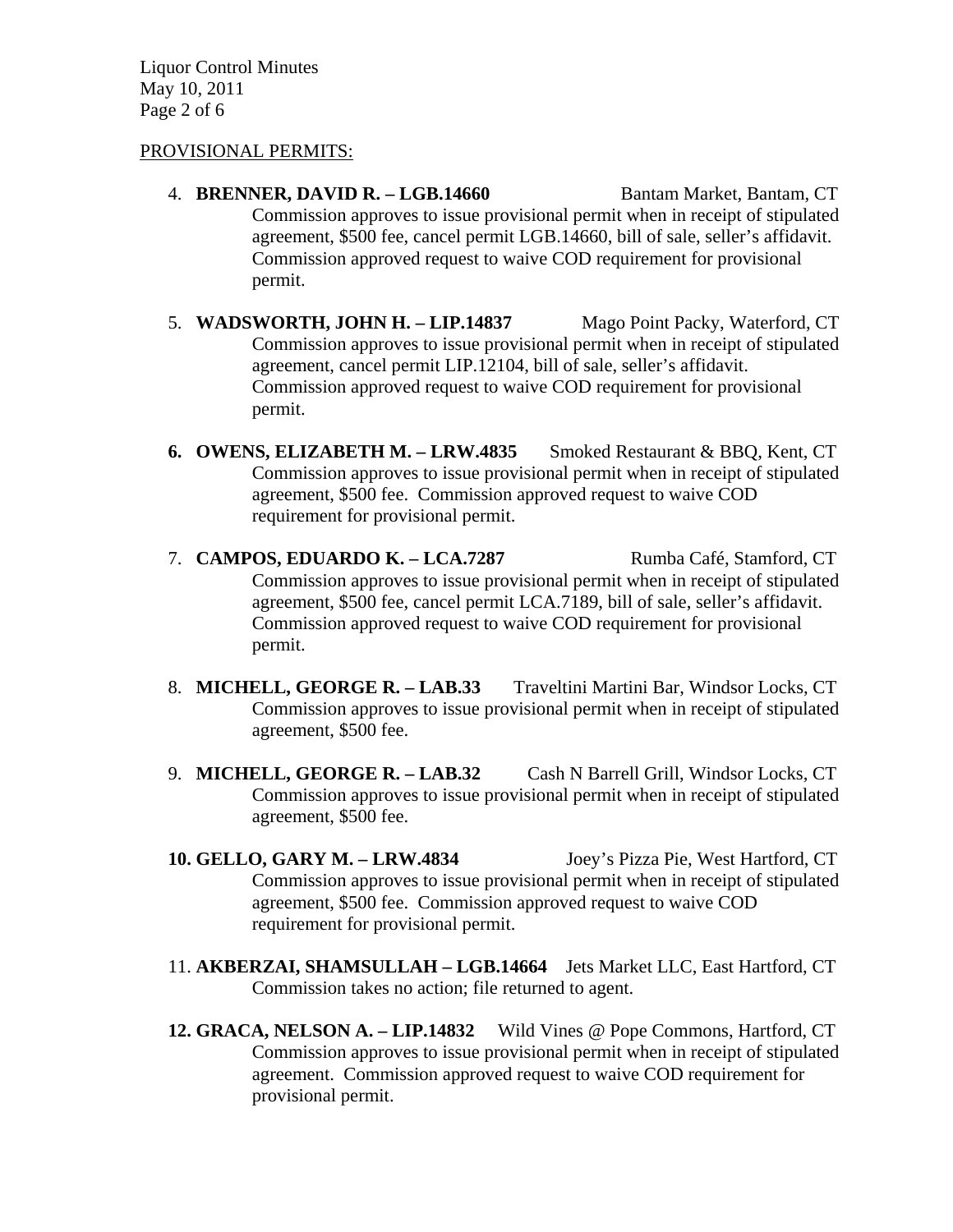PROVISIONAL PERMITS:

4. **BRENNER, DAVID R. – LGB.14660** Bantam Market, Bantam, CT
   Commission approves to issue provisional permit when in receipt of stipulated agreement, $500 fee, cancel permit LGB.14660, bill of sale, seller's affidavit. Commission approved request to waive COD requirement for provisional permit.

5. **WADSWORTH, JOHN H. – LIP.14837** Mago Point Packy, Waterford, CT
   Commission approves to issue provisional permit when in receipt of stipulated agreement, cancel permit LIP.12104, bill of sale, seller's affidavit. Commission approved request to waive COD requirement for provisional permit.

6. **OWENS, ELIZABETH M. – LRW.4835** Smoked Restaurant & BBQ, Kent, CT
   Commission approves to issue provisional permit when in receipt of stipulated agreement, $500 fee. Commission approved request to waive COD requirement for provisional permit.

7. **CAMPOS, EDUARDO K. – LCA.7287** Rumba Café, Stamford, CT
   Commission approves to issue provisional permit when in receipt of stipulated agreement, $500 fee, cancel permit LCA.7189, bill of sale, seller's affidavit. Commission approved request to waive COD requirement for provisional permit.

8. **MICHELL, GEORGE R. – LAB.33** Traveltini Martini Bar, Windsor Locks, CT
   Commission approves to issue provisional permit when in receipt of stipulated agreement, $500 fee.

9. **MICHELL, GEORGE R. – LAB.32** Cash N Barrell Grill, Windsor Locks, CT
   Commission approves to issue provisional permit when in receipt of stipulated agreement, $500 fee.

10. **GELLO, GARY M. – LRW.4834** Joey's Pizza Pie, West Hartford, CT
    Commission approves to issue provisional permit when in receipt of stipulated agreement, $500 fee. Commission approved request to waive COD requirement for provisional permit.

11. **AKBERZAI, SHAMSULLAH – LGB.14664** Jets Market LLC, East Hartford, CT
    Commission takes no action; file returned to agent.

12. **GRACA, NELSON A. – LIP.14832** Wild Vines @ Pope Commons, Hartford, CT
    Commission approves to issue provisional permit when in receipt of stipulated agreement. Commission approved request to waive COD requirement for provisional permit.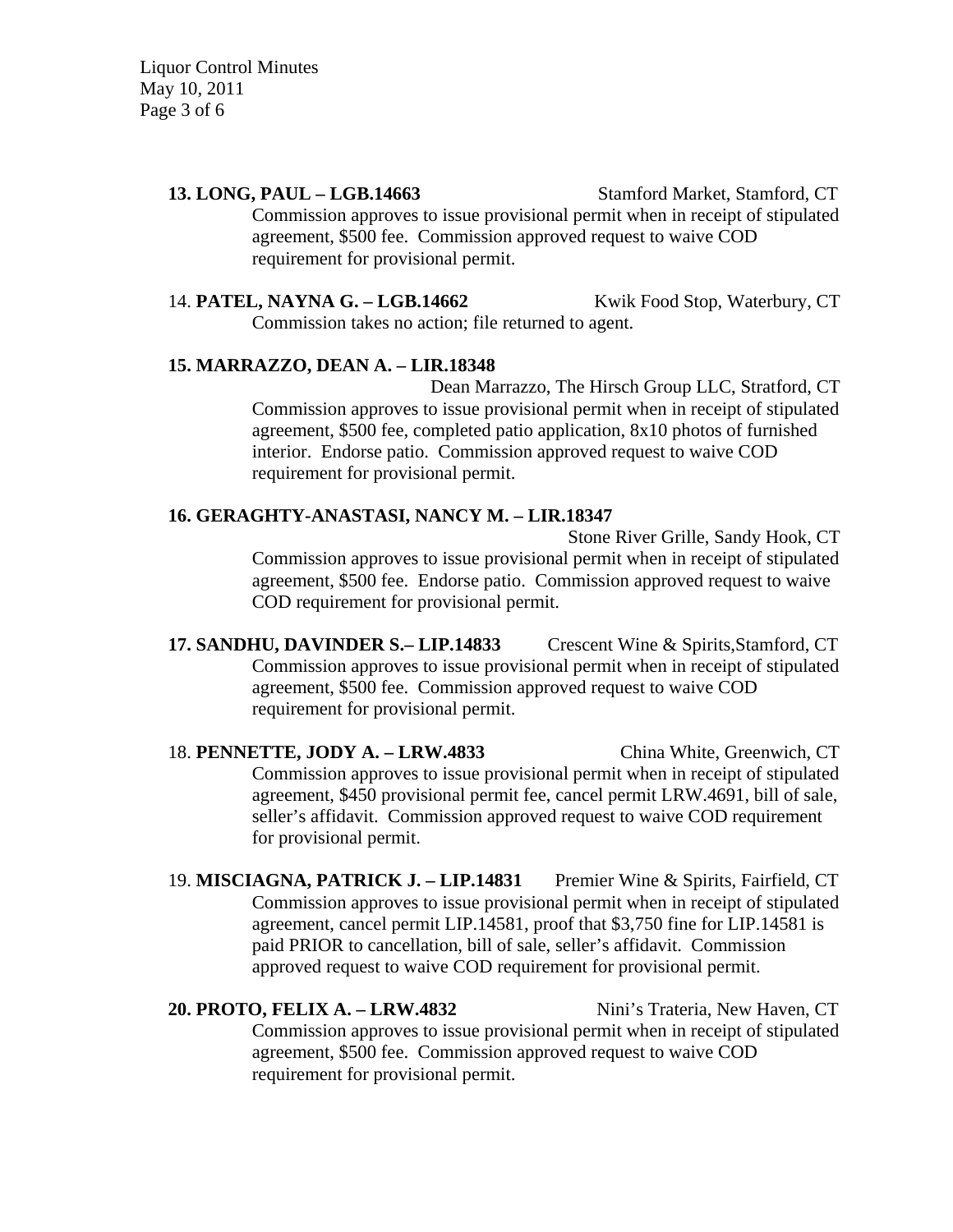**13. LONG, PAUL – LGB.14663** Stamford Market, Stamford, CT

Commission approves to issue provisional permit when in receipt of stipulated agreement, $500 fee. Commission approved request to waive COD requirement for provisional permit.

14. **PATEL, NAYNA G. – LGB.14662** Kwik Food Stop, Waterbury, CT

Commission takes no action; file returned to agent.

**15. MARRAZZO, DEAN A. – LIR.18348**

Dean Marrazzo, The Hirsch Group LLC, Stratford, CT

Commission approves to issue provisional permit when in receipt of stipulated agreement, $500 fee, completed patio application, 8x10 photos of furnished interior. Endorse patio. Commission approved request to waive COD requirement for provisional permit.

**16. GERAGHTY-ANASTASI, NANCY M. – LIR.18347**

Stone River Grille, Sandy Hook, CT

Commission approves to issue provisional permit when in receipt of stipulated agreement, $500 fee. Endorse patio. Commission approved request to waive COD requirement for provisional permit.

**17. SANDHU, DAVINDER S.– LIP.14833** Crescent Wine & Spirits,Stamford, CT

Commission approves to issue provisional permit when in receipt of stipulated agreement, $500 fee. Commission approved request to waive COD requirement for provisional permit.

18. **PENNETTE, JODY A. – LRW.4833** China White, Greenwich, CT

Commission approves to issue provisional permit when in receipt of stipulated agreement, $450 provisional permit fee, cancel permit LRW.4691, bill of sale, seller's affidavit. Commission approved request to waive COD requirement for provisional permit.

19. **MISCIAGNA, PATRICK J. – LIP.14831** Premier Wine & Spirits, Fairfield, CT

Commission approves to issue provisional permit when in receipt of stipulated agreement, cancel permit LIP.14581, proof that $3,750 fine for LIP.14581 is paid PRIOR to cancellation, bill of sale, seller's affidavit. Commission approved request to waive COD requirement for provisional permit.

**20. PROTO, FELIX A. – LRW.4832** Nini's Trateria, New Haven, CT

Commission approves to issue provisional permit when in receipt of stipulated agreement, $500 fee. Commission approved request to waive COD requirement for provisional permit.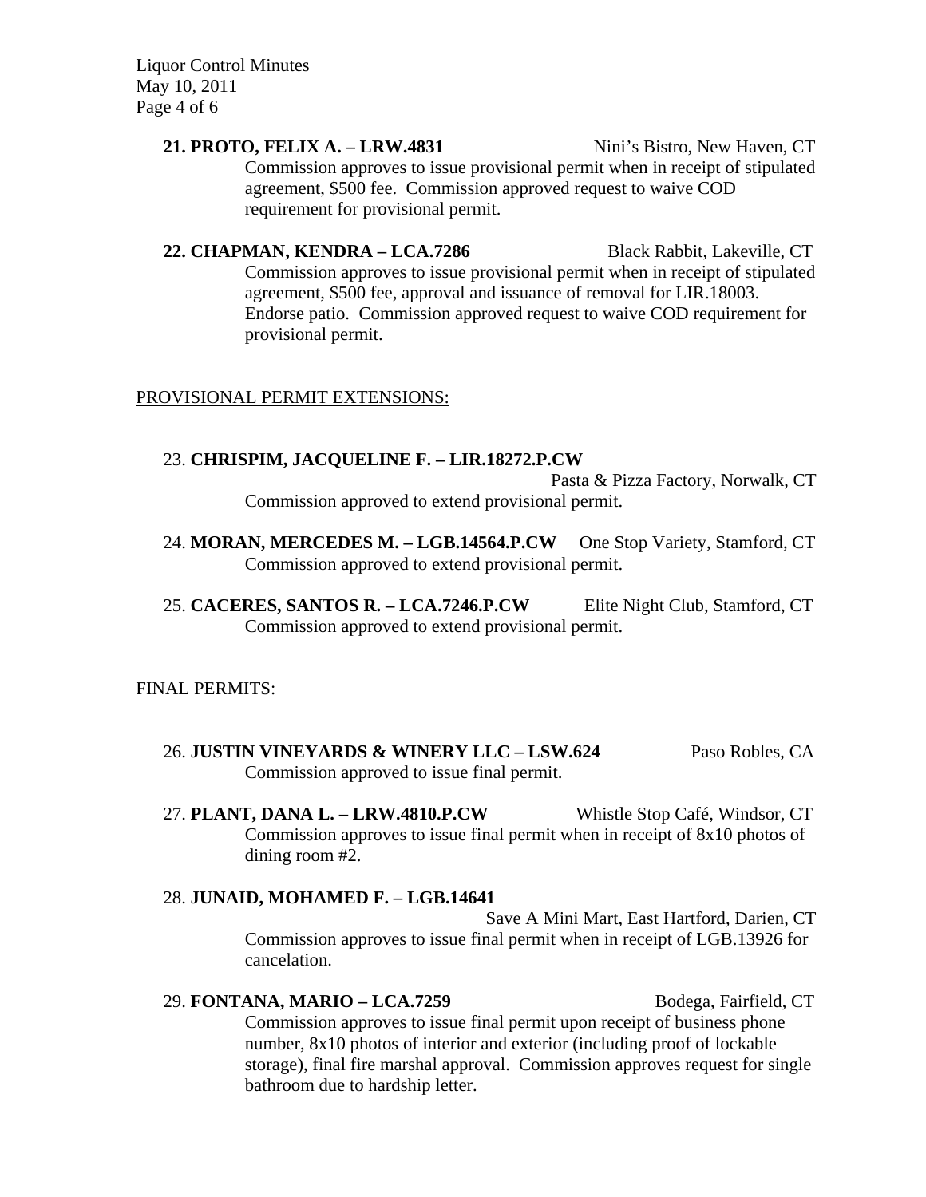**21. PROTO, FELIX A. – LRW.4831** Nini's Bistro, New Haven, CT

Commission approves to issue provisional permit when in receipt of stipulated agreement, $500 fee. Commission approved request to waive COD requirement for provisional permit.

**22. CHAPMAN, KENDRA – LCA.7286** Black Rabbit, Lakeville, CT

Commission approves to issue provisional permit when in receipt of stipulated agreement, $500 fee, approval and issuance of removal for LIR.18003. Endorse patio. Commission approved request to waive COD requirement for provisional permit.

PROVISIONAL PERMIT EXTENSIONS:

23. **CHRISPIM, JACQUELINE F. – LIR.18272.P.CW** Pasta & Pizza Factory, Norwalk, CT

Commission approved to extend provisional permit.

24. **MORAN, MERCEDES M. – LGB.14564.P.CW** One Stop Variety, Stamford, CT

Commission approved to extend provisional permit.

25. **CACERES, SANTOS R. – LCA.7246.P.CW** Elite Night Club, Stamford, CT

Commission approved to extend provisional permit.

FINAL PERMITS:

26. **JUSTIN VINEYARDS & WINERY LLC – LSW.624** Paso Robles, CA

Commission approved to issue final permit.

27. **PLANT, DANA L. – LRW.4810.P.CW** Whistle Stop Café, Windsor, CT

Commission approves to issue final permit when in receipt of 8x10 photos of dining room #2.

28. **JUNAID, MOHAMED F. – LGB.14641** Save A Mini Mart, East Hartford, Darien, CT

Commission approves to issue final permit when in receipt of LGB.13926 for cancelation.

29. **FONTANA, MARIO – LCA.7259** Bodega, Fairfield, CT

Commission approves to issue final permit upon receipt of business phone number, 8x10 photos of interior and exterior (including proof of lockable storage), final fire marshal approval. Commission approves request for single bathroom due to hardship letter.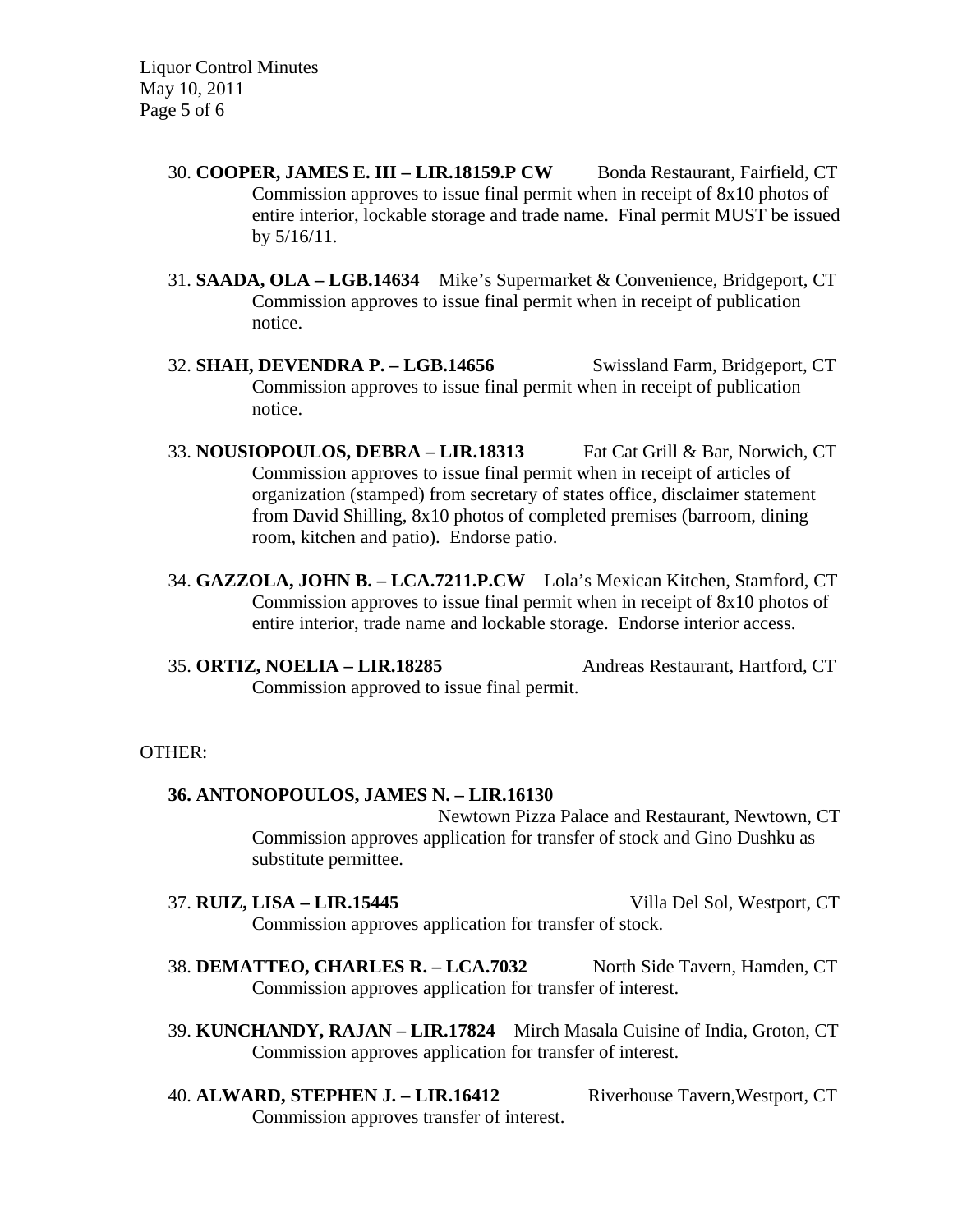30. **COOPER, JAMES E. III – LIR.18159.P CW** Bonda Restaurant, Fairfield, CT
Commission approves to issue final permit when in receipt of 8x10 photos of entire interior, lockable storage and trade name. Final permit MUST be issued by 5/16/11.

31. **SAADA, OLA – LGB.14634** Mike's Supermarket & Convenience, Bridgeport, CT
Commission approves to issue final permit when in receipt of publication notice.

32. **SHAH, DEVENDRA P. – LGB.14656** Swissland Farm, Bridgeport, CT
Commission approves to issue final permit when in receipt of publication notice.

33. **NOUSIOPOULOS, DEBRA – LIR.18313** Fat Cat Grill & Bar, Norwich, CT
Commission approves to issue final permit when in receipt of articles of organization (stamped) from secretary of states office, disclaimer statement from David Shilling, 8x10 photos of completed premises (barroom, dining room, kitchen and patio). Endorse patio.

34. **GAZZOLA, JOHN B. – LCA.7211.P.CW** Lola's Mexican Kitchen, Stamford, CT
Commission approves to issue final permit when in receipt of 8x10 photos of entire interior, trade name and lockable storage. Endorse interior access.

35. **ORTIZ, NOELIA – LIR.18285** Andreas Restaurant, Hartford, CT
Commission approved to issue final permit.

OTHER:

**36. ANTONOPOULOS, JAMES N. – LIR.16130**
Newtown Pizza Palace and Restaurant, Newtown, CT
Commission approves application for transfer of stock and Gino Dushku as substitute permittee.

37. **RUIZ, LISA – LIR.15445** Villa Del Sol, Westport, CT
Commission approves application for transfer of stock.

38. **DEMATTEO, CHARLES R. – LCA.7032** North Side Tavern, Hamden, CT
Commission approves application for transfer of interest.

39. **KUNCHANDY, RAJAN – LIR.17824** Mirch Masala Cuisine of India, Groton, CT
Commission approves application for transfer of interest.

40. **ALWARD, STEPHEN J. – LIR.16412** Riverhouse Tavern,Westport, CT
Commission approves transfer of interest.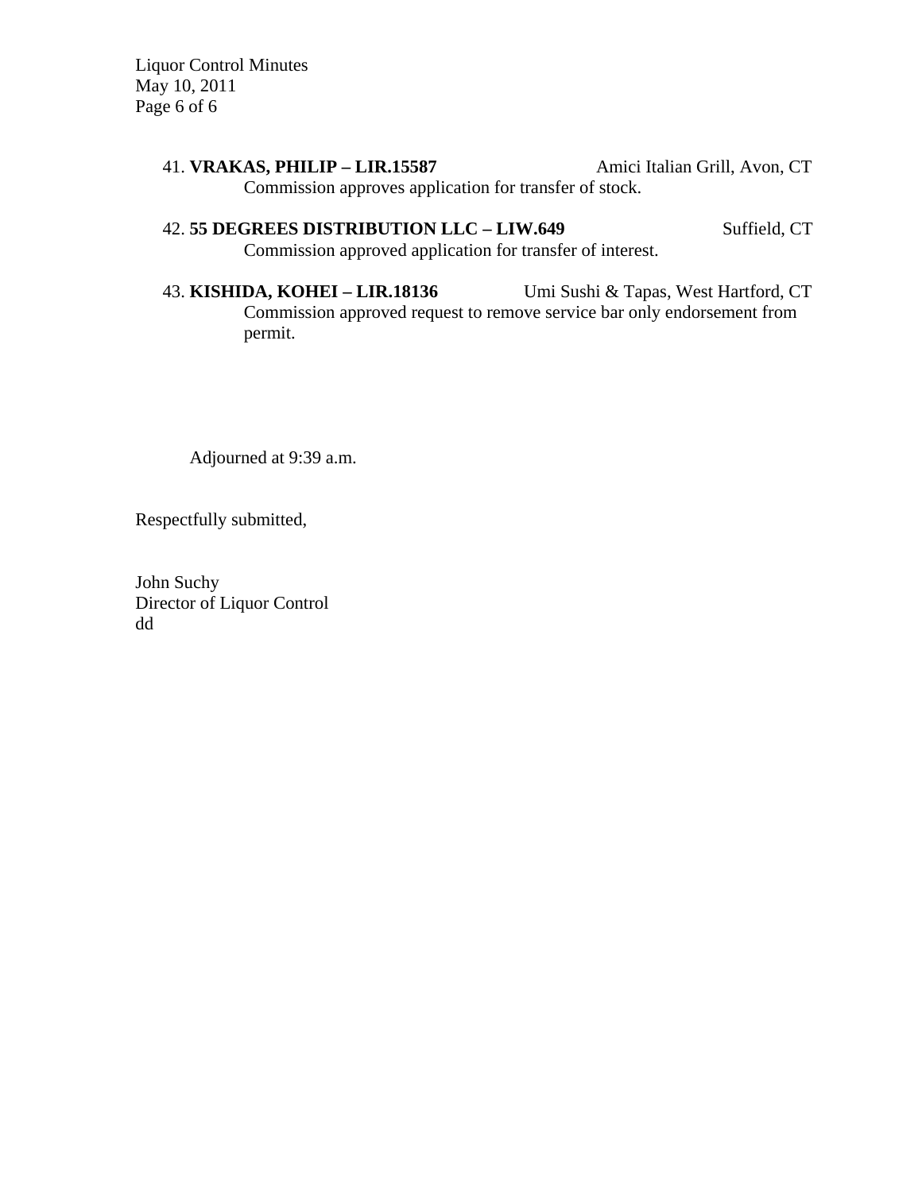41. **VRAKAS, PHILIP – LIR.15587** Amici Italian Grill, Avon, CT
    Commission approves application for transfer of stock.

42. **55 DEGREES DISTRIBUTION LLC – LIW.649** Suffield, CT
    Commission approved application for transfer of interest.

43. **KISHIDA, KOHEI – LIR.18136** Umi Sushi & Tapas, West Hartford, CT
    Commission approved request to remove service bar only endorsement from permit.

Adjourned at 9:39 a.m.

Respectfully submitted,

John Suchy
Director of Liquor Control
dd